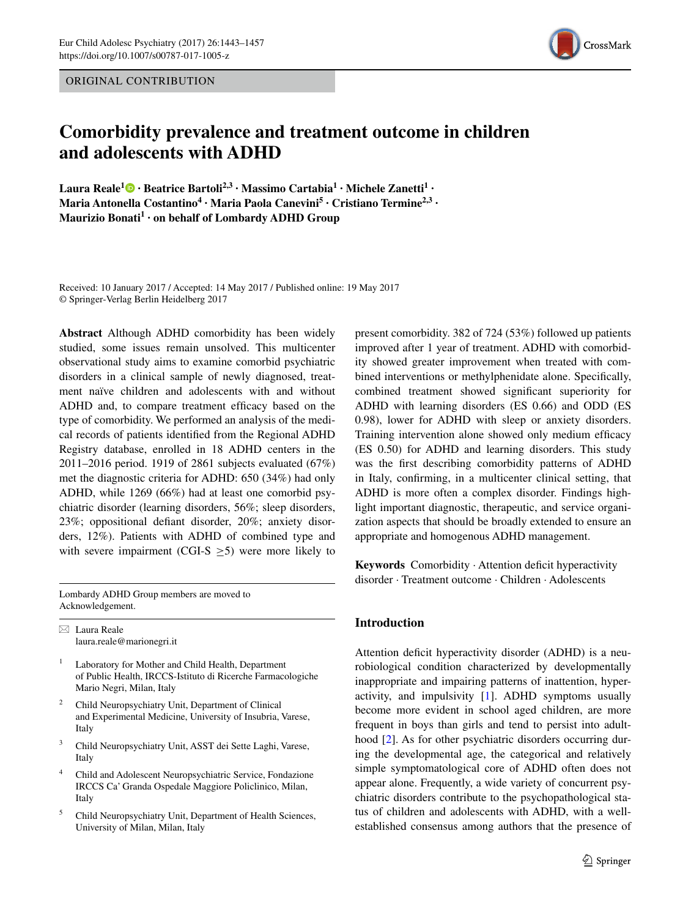ORIGINAL CONTRIBUTION

# Comorbidity prevalence and treatment outcome in children and adolescents with ADHD

**Laura Reale[1] · Beatrice Bartoli[2,3] · Massimo Cartabia[1] · Michele Zanetti[1] · Maria Antonella Costantino[4] · Maria Paola Canevini[5] · Cristiano Termine[2,3] · Maurizio Bonati[1] · on behalf of Lombardy ADHD Group**

Received: 10 January 2017 / Accepted: 14 May 2017 / Published online: 19 May 2017
© Springer-Verlag Berlin Heidelberg 2017

**Abstract** Although ADHD comorbidity has been widely studied, some issues remain unsolved. This multicenter observational study aims to examine comorbid psychiatric disorders in a clinical sample of newly diagnosed, treatment naïve children and adolescents with and without ADHD and, to compare treatment efficacy based on the type of comorbidity. We performed an analysis of the medical records of patients identified from the Regional ADHD Registry database, enrolled in 18 ADHD centers in the 2011–2016 period. 1919 of 2861 subjects evaluated (67%) met the diagnostic criteria for ADHD: 650 (34%) had only ADHD, while 1269 (66%) had at least one comorbid psychiatric disorder (learning disorders, 56%; sleep disorders, 23%; oppositional defiant disorder, 20%; anxiety disorders, 12%). Patients with ADHD of combined type and with severe impairment (CGI-S $\geq$5) were more likely to present comorbidity. 382 of 724 (53%) followed up patients improved after 1 year of treatment. ADHD with comorbidity showed greater improvement when treated with combined interventions or methylphenidate alone. Specifically, combined treatment showed significant superiority for ADHD with learning disorders (ES 0.66) and ODD (ES 0.98), lower for ADHD with sleep or anxiety disorders. Training intervention alone showed only medium efficacy (ES 0.50) for ADHD and learning disorders. This study was the first describing comorbidity patterns of ADHD in Italy, confirming, in a multicenter clinical setting, that ADHD is more often a complex disorder. Findings highlight important diagnostic, therapeutic, and service organization aspects that should be broadly extended to ensure an appropriate and homogenous ADHD management.

**Keywords** Comorbidity · Attention deficit hyperactivity disorder · Treatment outcome · Children · Adolescents

Lombardy ADHD Group members are moved to Acknowledgement.

✉ Laura Reale
laura.reale@marionegri.it

1. Laboratory for Mother and Child Health, Department of Public Health, IRCCS-Istituto di Ricerche Farmacologiche Mario Negri, Milan, Italy
2. Child Neuropsychiatry Unit, Department of Clinical and Experimental Medicine, University of Insubria, Varese, Italy
3. Child Neuropsychiatry Unit, ASST dei Sette Laghi, Varese, Italy
4. Child and Adolescent Neuropsychiatric Service, Fondazione IRCCS Ca' Granda Ospedale Maggiore Policlinico, Milan, Italy
5. Child Neuropsychiatry Unit, Department of Health Sciences, University of Milan, Milan, Italy

## Introduction

Attention deficit hyperactivity disorder (ADHD) is a neurobiological condition characterized by developmentally inappropriate and impairing patterns of inattention, hyperactivity, and impulsivity [1]. ADHD symptoms usually become more evident in school aged children, are more frequent in boys than girls and tend to persist into adulthood [2]. As for other psychiatric disorders occurring during the developmental age, the categorical and relatively simple symptomatological core of ADHD often does not appear alone. Frequently, a wide variety of concurrent psychiatric disorders contribute to the psychopathological status of children and adolescents with ADHD, with a well-established consensus among authors that the presence of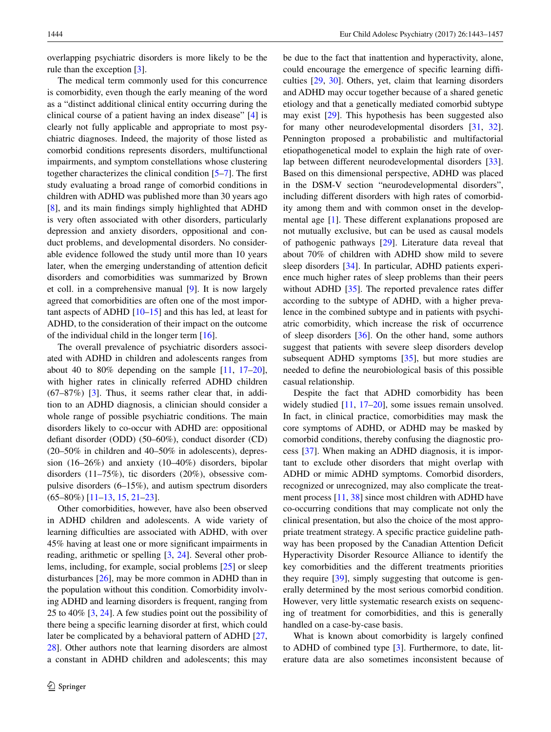overlapping psychiatric disorders is more likely to be the rule than the exception [3].

The medical term commonly used for this concurrence is comorbidity, even though the early meaning of the word as a "distinct additional clinical entity occurring during the clinical course of a patient having an index disease" [4] is clearly not fully applicable and appropriate to most psychiatric diagnoses. Indeed, the majority of those listed as comorbid conditions represents disorders, multifunctional impairments, and symptom constellations whose clustering together characterizes the clinical condition [5–7]. The first study evaluating a broad range of comorbid conditions in children with ADHD was published more than 30 years ago [8], and its main findings simply highlighted that ADHD is very often associated with other disorders, particularly depression and anxiety disorders, oppositional and conduct problems, and developmental disorders. No considerable evidence followed the study until more than 10 years later, when the emerging understanding of attention deficit disorders and comorbidities was summarized by Brown et coll. in a comprehensive manual [9]. It is now largely agreed that comorbidities are often one of the most important aspects of ADHD [10–15] and this has led, at least for ADHD, to the consideration of their impact on the outcome of the individual child in the longer term [16].

The overall prevalence of psychiatric disorders associated with ADHD in children and adolescents ranges from about 40 to 80% depending on the sample [11, 17–20], with higher rates in clinically referred ADHD children (67–87%) [3]. Thus, it seems rather clear that, in addition to an ADHD diagnosis, a clinician should consider a whole range of possible psychiatric conditions. The main disorders likely to co-occur with ADHD are: oppositional defiant disorder (ODD) (50–60%), conduct disorder (CD) (20–50% in children and 40–50% in adolescents), depression (16–26%) and anxiety (10–40%) disorders, bipolar disorders (11–75%), tic disorders (20%), obsessive compulsive disorders (6–15%), and autism spectrum disorders (65–80%) [11–13, 15, 21–23].

Other comorbidities, however, have also been observed in ADHD children and adolescents. A wide variety of learning difficulties are associated with ADHD, with over 45% having at least one or more significant impairments in reading, arithmetic or spelling [3, 24]. Several other problems, including, for example, social problems [25] or sleep disturbances [26], may be more common in ADHD than in the population without this condition. Comorbidity involving ADHD and learning disorders is frequent, ranging from 25 to 40% [3, 24]. A few studies point out the possibility of there being a specific learning disorder at first, which could later be complicated by a behavioral pattern of ADHD [27, 28]. Other authors note that learning disorders are almost a constant in ADHD children and adolescents; this may be due to the fact that inattention and hyperactivity, alone, could encourage the emergence of specific learning difficulties [29, 30]. Others, yet, claim that learning disorders and ADHD may occur together because of a shared genetic etiology and that a genetically mediated comorbid subtype may exist [29]. This hypothesis has been suggested also for many other neurodevelopmental disorders [31, 32]. Pennington proposed a probabilistic and multifactorial etiopathogenetical model to explain the high rate of overlap between different neurodevelopmental disorders [33]. Based on this dimensional perspective, ADHD was placed in the DSM-V section "neurodevelopmental disorders", including different disorders with high rates of comorbidity among them and with common onset in the developmental age [1]. These different explanations proposed are not mutually exclusive, but can be used as causal models of pathogenic pathways [29]. Literature data reveal that about 70% of children with ADHD show mild to severe sleep disorders [34]. In particular, ADHD patients experience much higher rates of sleep problems than their peers without ADHD [35]. The reported prevalence rates differ according to the subtype of ADHD, with a higher prevalence in the combined subtype and in patients with psychiatric comorbidity, which increase the risk of occurrence of sleep disorders [36]. On the other hand, some authors suggest that patients with severe sleep disorders develop subsequent ADHD symptoms [35], but more studies are needed to define the neurobiological basis of this possible casual relationship.

Despite the fact that ADHD comorbidity has been widely studied [11, 17–20], some issues remain unsolved. In fact, in clinical practice, comorbidities may mask the core symptoms of ADHD, or ADHD may be masked by comorbid conditions, thereby confusing the diagnostic process [37]. When making an ADHD diagnosis, it is important to exclude other disorders that might overlap with ADHD or mimic ADHD symptoms. Comorbid disorders, recognized or unrecognized, may also complicate the treatment process [11, 38] since most children with ADHD have co-occurring conditions that may complicate not only the clinical presentation, but also the choice of the most appropriate treatment strategy. A specific practice guideline pathway has been proposed by the Canadian Attention Deficit Hyperactivity Disorder Resource Alliance to identify the key comorbidities and the different treatments priorities they require [39], simply suggesting that outcome is generally determined by the most serious comorbid condition. However, very little systematic research exists on sequencing of treatment for comorbidities, and this is generally handled on a case-by-case basis.

What is known about comorbidity is largely confined to ADHD of combined type [3]. Furthermore, to date, literature data are also sometimes inconsistent because of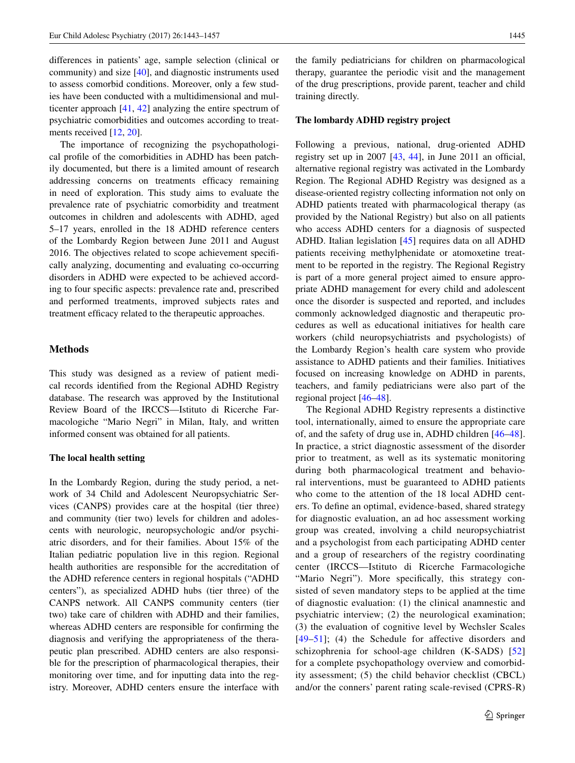differences in patients' age, sample selection (clinical or community) and size [40], and diagnostic instruments used to assess comorbid conditions. Moreover, only a few studies have been conducted with a multidimensional and multicenter approach [41, 42] analyzing the entire spectrum of psychiatric comorbidities and outcomes according to treatments received [12, 20].

The importance of recognizing the psychopathological profile of the comorbidities in ADHD has been patchily documented, but there is a limited amount of research addressing concerns on treatments efficacy remaining in need of exploration. This study aims to evaluate the prevalence rate of psychiatric comorbidity and treatment outcomes in children and adolescents with ADHD, aged 5–17 years, enrolled in the 18 ADHD reference centers of the Lombardy Region between June 2011 and August 2016. The objectives related to scope achievement specifically analyzing, documenting and evaluating co-occurring disorders in ADHD were expected to be achieved according to four specific aspects: prevalence rate and, prescribed and performed treatments, improved subjects rates and treatment efficacy related to the therapeutic approaches.

## Methods

This study was designed as a review of patient medical records identified from the Regional ADHD Registry database. The research was approved by the Institutional Review Board of the IRCCS—Istituto di Ricerche Farmacologiche "Mario Negri" in Milan, Italy, and written informed consent was obtained for all patients.

### The local health setting

In the Lombardy Region, during the study period, a network of 34 Child and Adolescent Neuropsychiatric Services (CANPS) provides care at the hospital (tier three) and community (tier two) levels for children and adolescents with neurologic, neuropsychologic and/or psychiatric disorders, and for their families. About 15% of the Italian pediatric population live in this region. Regional health authorities are responsible for the accreditation of the ADHD reference centers in regional hospitals ("ADHD centers"), as specialized ADHD hubs (tier three) of the CANPS network. All CANPS community centers (tier two) take care of children with ADHD and their families, whereas ADHD centers are responsible for confirming the diagnosis and verifying the appropriateness of the therapeutic plan prescribed. ADHD centers are also responsible for the prescription of pharmacological therapies, their monitoring over time, and for inputting data into the registry. Moreover, ADHD centers ensure the interface with the family pediatricians for children on pharmacological therapy, guarantee the periodic visit and the management of the drug prescriptions, provide parent, teacher and child training directly.

### The lombardy ADHD registry project

Following a previous, national, drug-oriented ADHD registry set up in 2007 [43, 44], in June 2011 an official, alternative regional registry was activated in the Lombardy Region. The Regional ADHD Registry was designed as a disease-oriented registry collecting information not only on ADHD patients treated with pharmacological therapy (as provided by the National Registry) but also on all patients who access ADHD centers for a diagnosis of suspected ADHD. Italian legislation [45] requires data on all ADHD patients receiving methylphenidate or atomoxetine treatment to be reported in the registry. The Regional Registry is part of a more general project aimed to ensure appropriate ADHD management for every child and adolescent once the disorder is suspected and reported, and includes commonly acknowledged diagnostic and therapeutic procedures as well as educational initiatives for health care workers (child neuropsychiatrists and psychologists) of the Lombardy Region's health care system who provide assistance to ADHD patients and their families. Initiatives focused on increasing knowledge on ADHD in parents, teachers, and family pediatricians were also part of the regional project [46–48].

The Regional ADHD Registry represents a distinctive tool, internationally, aimed to ensure the appropriate care of, and the safety of drug use in, ADHD children [46–48]. In practice, a strict diagnostic assessment of the disorder prior to treatment, as well as its systematic monitoring during both pharmacological treatment and behavioral interventions, must be guaranteed to ADHD patients who come to the attention of the 18 local ADHD centers. To define an optimal, evidence-based, shared strategy for diagnostic evaluation, an ad hoc assessment working group was created, involving a child neuropsychiatrist and a psychologist from each participating ADHD center and a group of researchers of the registry coordinating center (IRCCS—Istituto di Ricerche Farmacologiche "Mario Negri"). More specifically, this strategy consisted of seven mandatory steps to be applied at the time of diagnostic evaluation: (1) the clinical anamnestic and psychiatric interview; (2) the neurological examination; (3) the evaluation of cognitive level by Wechsler Scales [49–51]; (4) the Schedule for affective disorders and schizophrenia for school-age children (K-SADS) [52] for a complete psychopathology overview and comorbidity assessment; (5) the child behavior checklist (CBCL) and/or the conners' parent rating scale-revised (CPRS-R)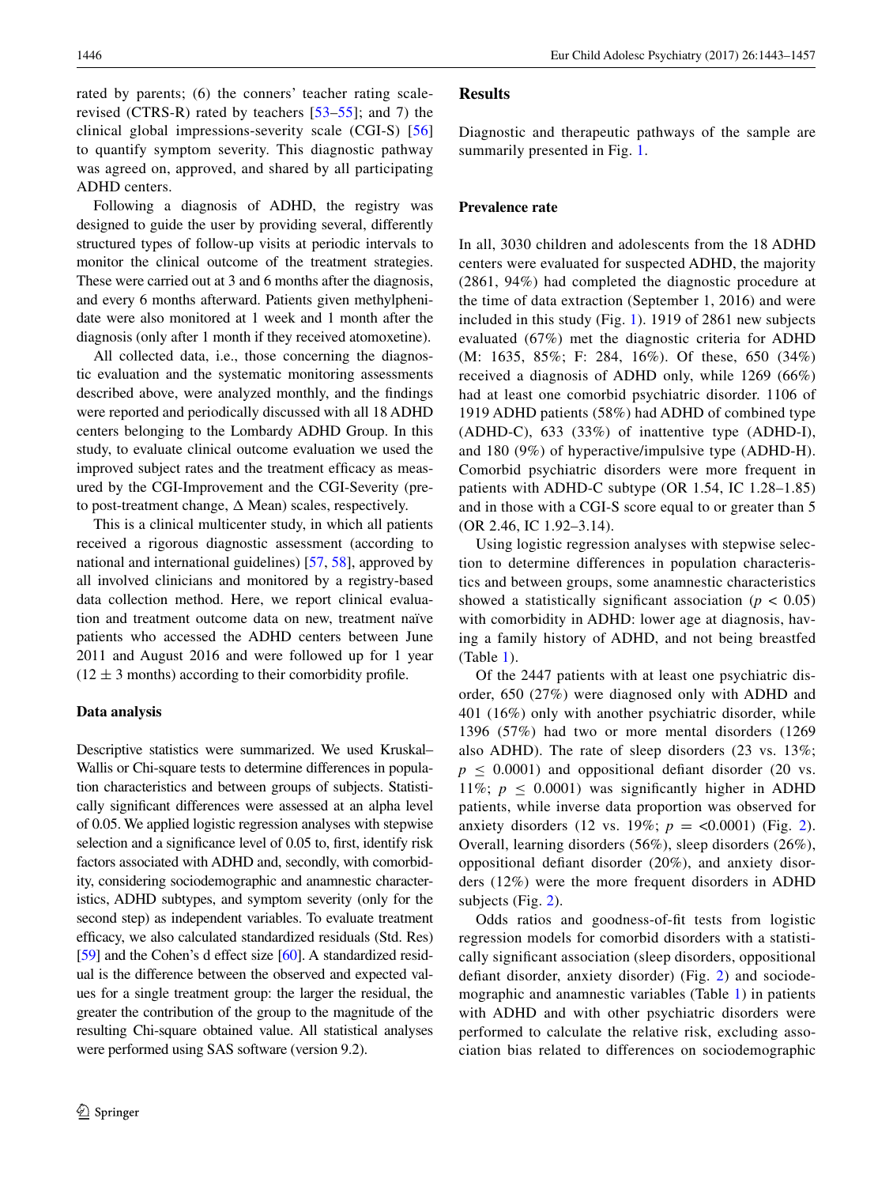rated by parents; (6) the conners' teacher rating scale-revised (CTRS-R) rated by teachers [53–55]; and 7) the clinical global impressions-severity scale (CGI-S) [56] to quantify symptom severity. This diagnostic pathway was agreed on, approved, and shared by all participating ADHD centers.

Following a diagnosis of ADHD, the registry was designed to guide the user by providing several, differently structured types of follow-up visits at periodic intervals to monitor the clinical outcome of the treatment strategies. These were carried out at 3 and 6 months after the diagnosis, and every 6 months afterward. Patients given methylphenidate were also monitored at 1 week and 1 month after the diagnosis (only after 1 month if they received atomoxetine).

All collected data, i.e., those concerning the diagnostic evaluation and the systematic monitoring assessments described above, were analyzed monthly, and the findings were reported and periodically discussed with all 18 ADHD centers belonging to the Lombardy ADHD Group. In this study, to evaluate clinical outcome evaluation we used the improved subject rates and the treatment efficacy as measured by the CGI-Improvement and the CGI-Severity (pre- to post-treatment change, Δ Mean) scales, respectively.

This is a clinical multicenter study, in which all patients received a rigorous diagnostic assessment (according to national and international guidelines) [57, 58], approved by all involved clinicians and monitored by a registry-based data collection method. Here, we report clinical evaluation and treatment outcome data on new, treatment naïve patients who accessed the ADHD centers between June 2011 and August 2016 and were followed up for 1 year ($12 \pm 3$ months) according to their comorbidity profile.

### Data analysis

Descriptive statistics were summarized. We used Kruskal–Wallis or Chi-square tests to determine differences in population characteristics and between groups of subjects. Statistically significant differences were assessed at an alpha level of 0.05. We applied logistic regression analyses with stepwise selection and a significance level of 0.05 to, first, identify risk factors associated with ADHD and, secondly, with comorbidity, considering sociodemographic and anamnestic characteristics, ADHD subtypes, and symptom severity (only for the second step) as independent variables. To evaluate treatment efficacy, we also calculated standardized residuals (Std. Res) [59] and the Cohen's d effect size [60]. A standardized residual is the difference between the observed and expected values for a single treatment group: the larger the residual, the greater the contribution of the group to the magnitude of the resulting Chi-square obtained value. All statistical analyses were performed using SAS software (version 9.2).

## Results

Diagnostic and therapeutic pathways of the sample are summarily presented in Fig. 1.

### Prevalence rate

In all, 3030 children and adolescents from the 18 ADHD centers were evaluated for suspected ADHD, the majority (2861, 94%) had completed the diagnostic procedure at the time of data extraction (September 1, 2016) and were included in this study (Fig. 1). 1919 of 2861 new subjects evaluated (67%) met the diagnostic criteria for ADHD (M: 1635, 85%; F: 284, 16%). Of these, 650 (34%) received a diagnosis of ADHD only, while 1269 (66%) had at least one comorbid psychiatric disorder. 1106 of 1919 ADHD patients (58%) had ADHD of combined type (ADHD-C), 633 (33%) of inattentive type (ADHD-I), and 180 (9%) of hyperactive/impulsive type (ADHD-H). Comorbid psychiatric disorders were more frequent in patients with ADHD-C subtype (OR 1.54, IC 1.28–1.85) and in those with a CGI-S score equal to or greater than 5 (OR 2.46, IC 1.92–3.14).

Using logistic regression analyses with stepwise selection to determine differences in population characteristics and between groups, some anamnestic characteristics showed a statistically significant association ($p < 0.05$) with comorbidity in ADHD: lower age at diagnosis, having a family history of ADHD, and not being breastfed (Table 1).

Of the 2447 patients with at least one psychiatric disorder, 650 (27%) were diagnosed only with ADHD and 401 (16%) only with another psychiatric disorder, while 1396 (57%) had two or more mental disorders (1269 also ADHD). The rate of sleep disorders (23 vs. 13%; $p \leq 0.0001$) and oppositional defiant disorder (20 vs. 11%; $p \leq 0.0001$) was significantly higher in ADHD patients, while inverse data proportion was observed for anxiety disorders (12 vs. 19%; $p = <0.0001$) (Fig. 2). Overall, learning disorders (56%), sleep disorders (26%), oppositional defiant disorder (20%), and anxiety disorders (12%) were the more frequent disorders in ADHD subjects (Fig. 2).

Odds ratios and goodness-of-fit tests from logistic regression models for comorbid disorders with a statistically significant association (sleep disorders, oppositional defiant disorder, anxiety disorder) (Fig. 2) and sociodemographic and anamnestic variables (Table 1) in patients with ADHD and with other psychiatric disorders were performed to calculate the relative risk, excluding association bias related to differences on sociodemographic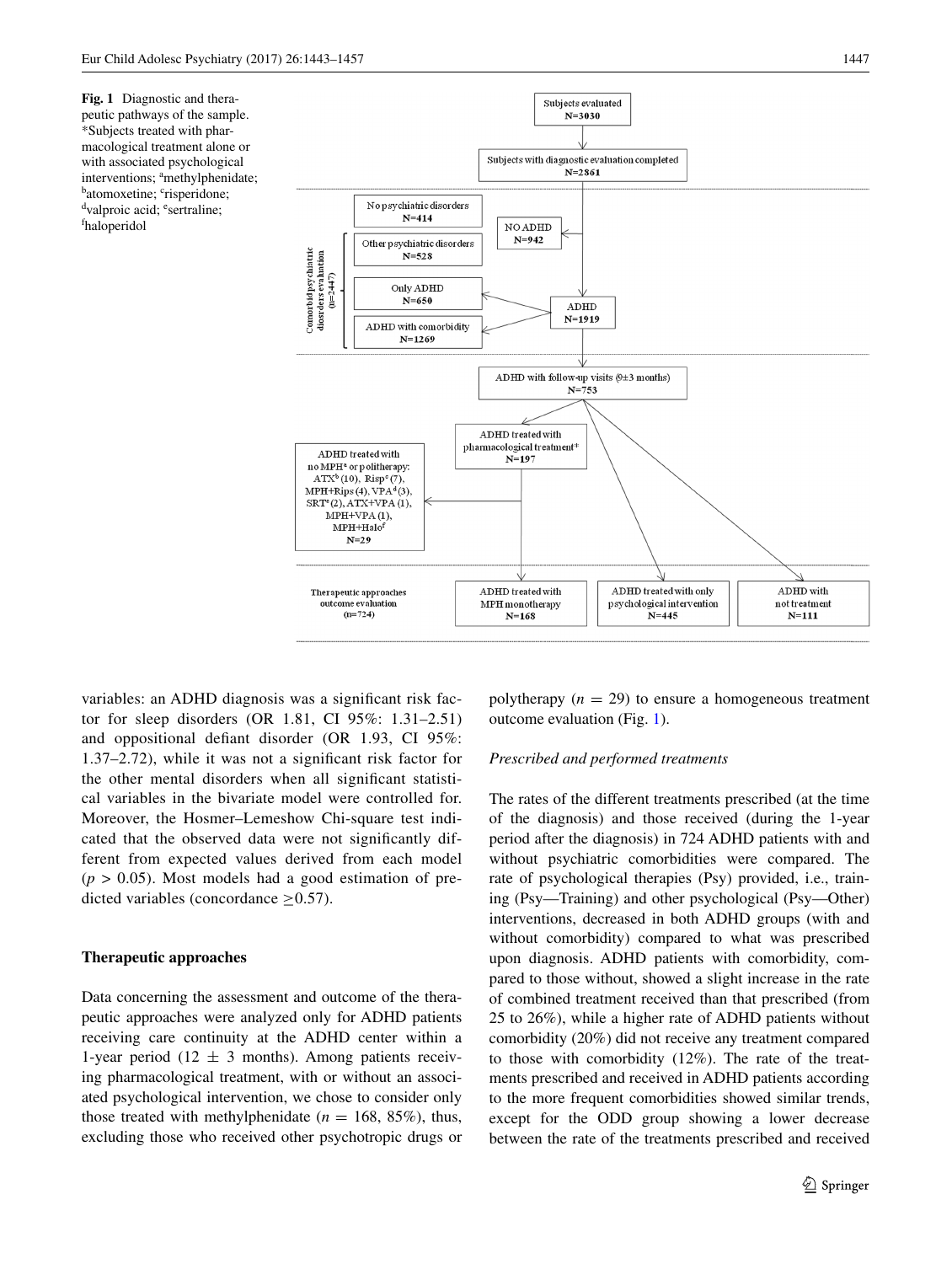**Fig. 1** Diagnostic and therapeutic pathways of the sample. *Subjects treated with pharmacological treatment alone or with associated psychological interventions; [a]methylphenidate; [b]atomoxetine; [c]risperidone; [d]valproic acid; [e]sertraline; [f]haloperidol

variables: an ADHD diagnosis was a significant risk factor for sleep disorders (OR 1.81, CI 95%: 1.31–2.51) and oppositional defiant disorder (OR 1.93, CI 95%: 1.37–2.72), while it was not a significant risk factor for the other mental disorders when all significant statistical variables in the bivariate model were controlled for. Moreover, the Hosmer–Lemeshow Chi-square test indicated that the observed data were not significantly different from expected values derived from each model ($p > 0.05$). Most models had a good estimation of predicted variables (concordance $\geq 0.57$).

### Therapeutic approaches

Data concerning the assessment and outcome of the therapeutic approaches were analyzed only for ADHD patients receiving care continuity at the ADHD center within a 1-year period ($12 \pm 3$ months). Among patients receiving pharmacological treatment, with or without an associated psychological intervention, we chose to consider only those treated with methylphenidate ($n = 168$, 85%), thus, excluding those who received other psychotropic drugs or polytherapy ($n = 29$) to ensure a homogeneous treatment outcome evaluation (Fig. 1).

#### *Prescribed and performed treatments*

The rates of the different treatments prescribed (at the time of the diagnosis) and those received (during the 1-year period after the diagnosis) in 724 ADHD patients with and without psychiatric comorbidities were compared. The rate of psychological therapies (Psy) provided, i.e., training (Psy—Training) and other psychological (Psy—Other) interventions, decreased in both ADHD groups (with and without comorbidity) compared to what was prescribed upon diagnosis. ADHD patients with comorbidity, compared to those without, showed a slight increase in the rate of combined treatment received than that prescribed (from 25 to 26%), while a higher rate of ADHD patients without comorbidity (20%) did not receive any treatment compared to those with comorbidity (12%). The rate of the treatments prescribed and received in ADHD patients according to the more frequent comorbidities showed similar trends, except for the ODD group showing a lower decrease between the rate of the treatments prescribed and received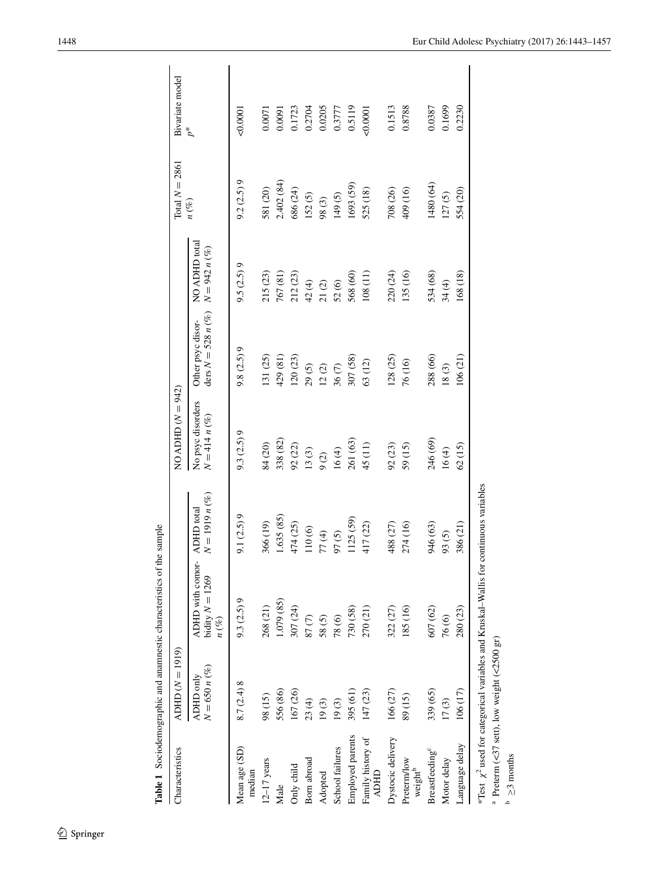**Table 1** Sociodemographic and anamnestic characteristics of the sample

| Characteristics | ADHD ($N = 1919$) | | | NO ADHD ($N = 942$) | | | Total $N = 2861$ $n$ (%) | Bivariate model $p$* |
|---|---|---|---|---|---|---|---|---|
| | ADHD only $N = 650$ $n$ (%) | ADHD with comorbidity $N = 1269$ $n$ (%) | ADHD total $N = 1919$ $n$ (%) | No psyc disorders $N = 414$ $n$ (%) | Other psyc disorders $N = 528$ $n$ (%) | NO ADHD total $N = 942$ $n$ (%) | | |
| Mean age (SD) median | 8.7 (2.4) 8 | 9.3 (2.5) 9 | 9.1 (2.5) 9 | 9.3 (2.5) 9 | 9.8 (2.5) 9 | 9.5 (2.5) 9 | 9.2 (2.5) 9 | <0.0001 |
| 12–17 years | 98 (15) | 268 (21) | 366 (19) | 84 (20) | 131 (25) | 215 (23) | 581 (20) | 0.0071 |
| Male | 556 (86) | 1.079 (85) | 1.635 (85) | 338 (82) | 429 (81) | 767 (81) | 2.402 (84) | 0.0091 |
| Only child | 167 (26) | 307 (24) | 474 (25) | 92 (22) | 120 (23) | 212 (23) | 686 (24) | 0.1723 |
| Born abroad | 23 (4) | 87 (7) | 110 (6) | 13 (3) | 29 (5) | 42 (4) | 152 (5) | 0.2704 |
| Adopted | 19 (3) | 58 (5) | 77 (4) | 9 (2) | 12 (2) | 21 (2) | 98 (3) | 0.0205 |
| School failures | 19 (3) | 78 (6) | 97 (5) | 16 (4) | 36 (7) | 52 (6) | 149 (5) | 0.3777 |
| Employed parents | 395 (61) | 730 (58) | 1125 (59) | 261 (63) | 307 (58) | 568 (60) | 1693 (59) | 0.5119 |
| Family history of ADHD | 147 (23) | 270 (21) | 417 (22) | 45 (11) | 63 (12) | 108 (11) | 525 (18) | <0.0001 |
| Dystocic delivery | 166 (27) | 322 (27) | 488 (27) | 92 (23) | 128 (25) | 220 (24) | 708 (26) | 0.1513 |
| Preterm/low weight[b] | 89 (15) | 185 (16) | 274 (16) | 59 (15) | 76 (16) | 135 (16) | 409 (16) | 0.8788 |
| Breastfeeding[c] | 339 (65) | 607 (62) | 946 (63) | 246 (69) | 288 (66) | 534 (68) | 1480 (64) | 0.0387 |
| Motor delay | 17 (3) | 76 (6) | 93 (5) | 16 (4) | 18 (3) | 34 (4) | 127 (5) | 0.1699 |
| Language delay | 106 (17) | 280 (23) | 386 (21) | 62 (15) | 106 (21) | 168 (18) | 554 (20) | 0.2230 |

*Test $\chi^2$ used for categorical variables and Kruskal–Wallis for continuous variables

[a] Preterm (<37 sett), low weight (<2500 gr)

[b] ≥3 months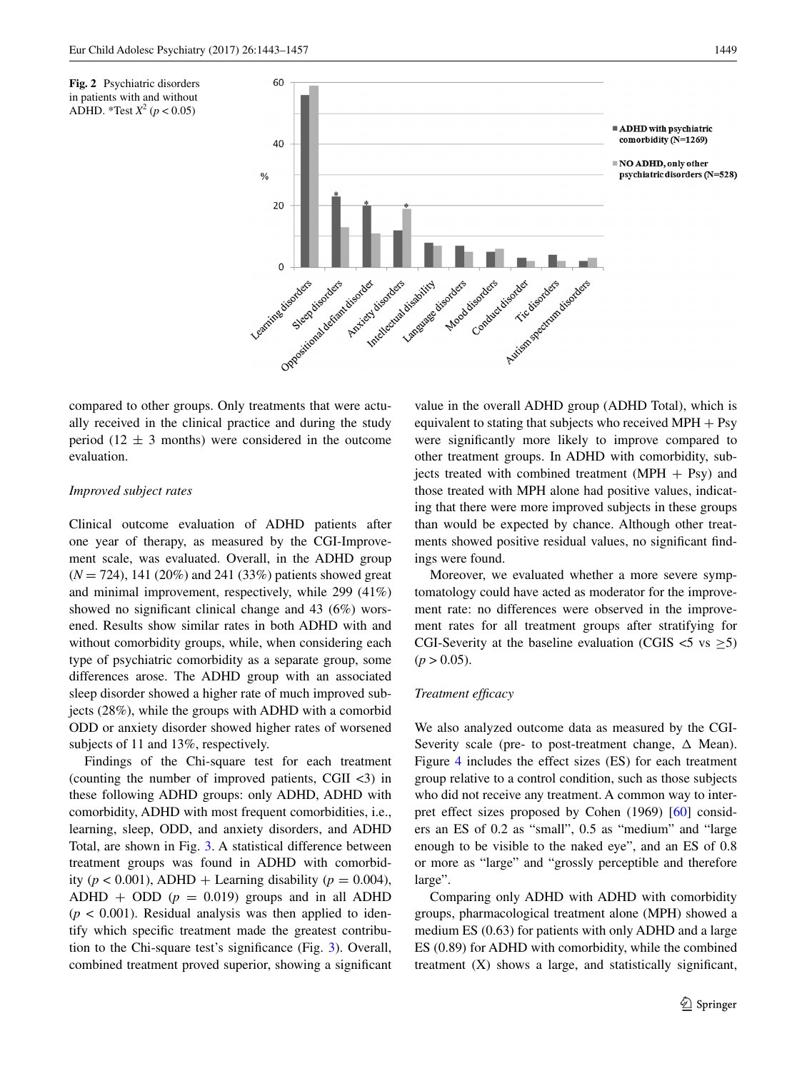**Fig. 2** Psychiatric disorders in patients with and without ADHD. *Test $X^2$ ($p < 0.05$)

compared to other groups. Only treatments that were actually received in the clinical practice and during the study period (12 ± 3 months) were considered in the outcome evaluation.

*Improved subject rates*

Clinical outcome evaluation of ADHD patients after one year of therapy, as measured by the CGI-Improvement scale, was evaluated. Overall, in the ADHD group ($N = 724$), 141 (20%) and 241 (33%) patients showed great and minimal improvement, respectively, while 299 (41%) showed no significant clinical change and 43 (6%) worsened. Results show similar rates in both ADHD with and without comorbidity groups, while, when considering each type of psychiatric comorbidity as a separate group, some differences arose. The ADHD group with an associated sleep disorder showed a higher rate of much improved subjects (28%), while the groups with ADHD with a comorbid ODD or anxiety disorder showed higher rates of worsened subjects of 11 and 13%, respectively.

Findings of the Chi-square test for each treatment (counting the number of improved patients, CGII <3) in these following ADHD groups: only ADHD, ADHD with comorbidity, ADHD with most frequent comorbidities, i.e., learning, sleep, ODD, and anxiety disorders, and ADHD Total, are shown in Fig. 3. A statistical difference between treatment groups was found in ADHD with comorbidity ($p < 0.001$), ADHD + Learning disability ($p = 0.004$), ADHD + ODD ($p = 0.019$) groups and in all ADHD ($p < 0.001$). Residual analysis was then applied to identify which specific treatment made the greatest contribution to the Chi-square test's significance (Fig. 3). Overall, combined treatment proved superior, showing a significant value in the overall ADHD group (ADHD Total), which is equivalent to stating that subjects who received MPH + Psy were significantly more likely to improve compared to other treatment groups. In ADHD with comorbidity, subjects treated with combined treatment (MPH + Psy) and those treated with MPH alone had positive values, indicating that there were more improved subjects in these groups than would be expected by chance. Although other treatments showed positive residual values, no significant findings were found.

Moreover, we evaluated whether a more severe symptomatology could have acted as moderator for the improvement rate: no differences were observed in the improvement rates for all treatment groups after stratifying for CGI-Severity at the baseline evaluation (CGIS <5 vs ≥5) ($p > 0.05$).

*Treatment efficacy*

We also analyzed outcome data as measured by the CGI-Severity scale (pre- to post-treatment change, Δ Mean). Figure 4 includes the effect sizes (ES) for each treatment group relative to a control condition, such as those subjects who did not receive any treatment. A common way to interpret effect sizes proposed by Cohen (1969) [60] considers an ES of 0.2 as "small", 0.5 as "medium" and "large enough to be visible to the naked eye", and an ES of 0.8 or more as "large" and "grossly perceptible and therefore large".

Comparing only ADHD with ADHD with comorbidity groups, pharmacological treatment alone (MPH) showed a medium ES (0.63) for patients with only ADHD and a large ES (0.89) for ADHD with comorbidity, while the combined treatment (X) shows a large, and statistically significant,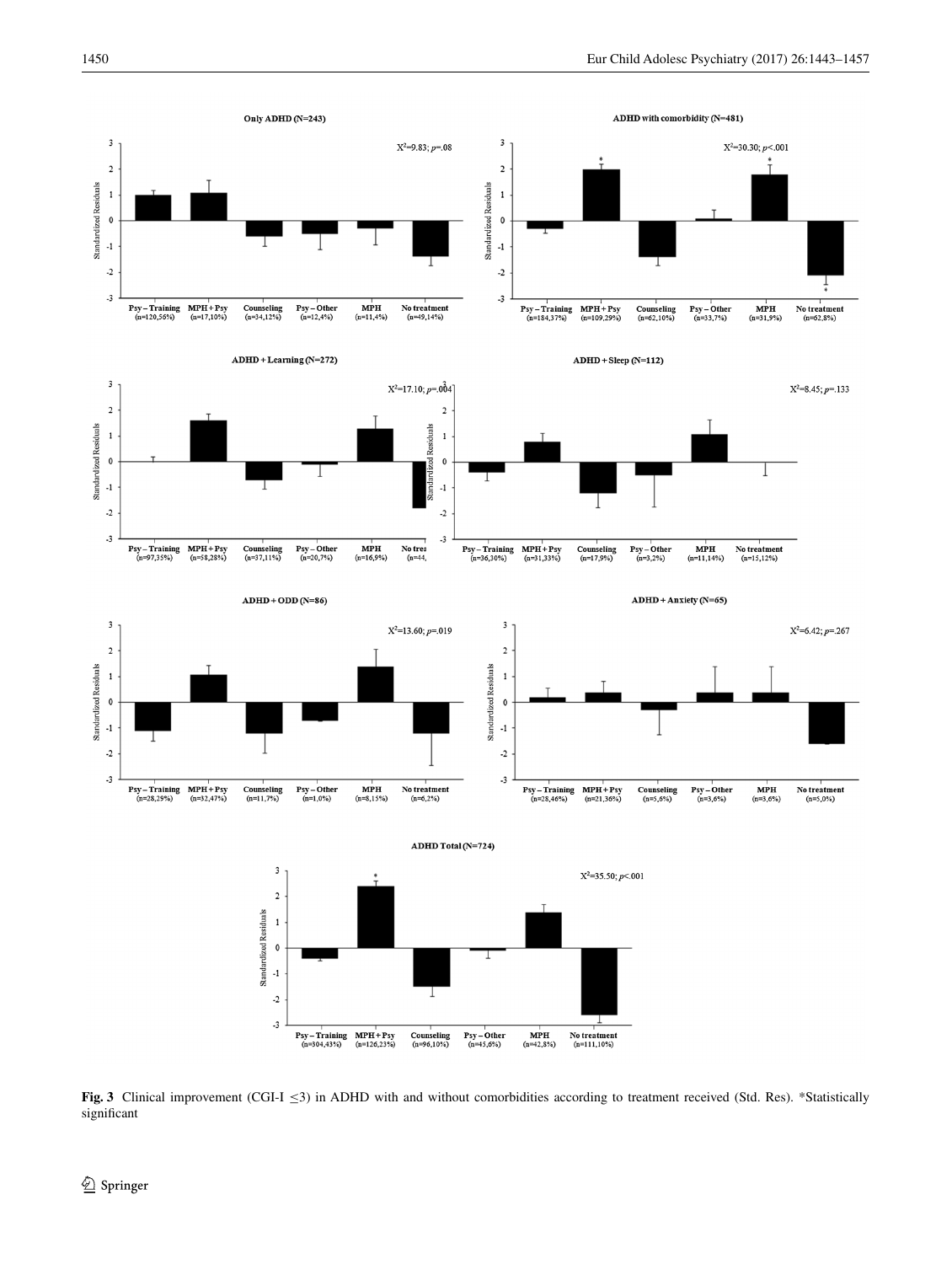**Fig. 3** Clinical improvement (CGI-I ≤3) in ADHD with and without comorbidities according to treatment received (Std. Res). *Statistically significant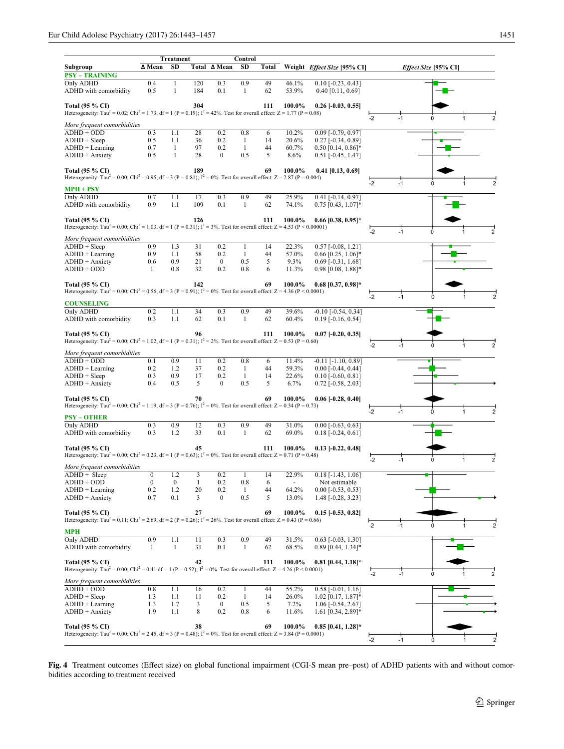| Subgroup | Treatment Δ Mean | Treatment SD | Treatment Total | Control Δ Mean | Control SD | Control Total | Weight | *Effect Size* [95% CI] |
|---|---|---|---|---|---|---|---|---|
| **PSY – TRAINING** | | | | | | | | |
| Only ADHD | 0.4 | 1 | 120 | 0.3 | 0.9 | 49 | 46.1% | 0.10 [-0.23, 0.43] |
| ADHD with comorbidity | 0.5 | 1 | 184 | 0.1 | 1 | 62 | 53.9% | 0.40 [0.11, 0.69] |
| **Total (95 % CI)** | | | **304** | | | **111** | **100.0%** | **0.26 [-0.03, 0.55]** |
| Heterogeneity: $Tau^2 = 0.02$; $Chi^2 = 1.73$, df = 1 (P = 0.19); $I^2 = 42\%$. Test for overall effect: Z = 1.77 (P = 0.08) | | | | | | | | |
| *More frequent comorbidities* | | | | | | | | |
| ADHD + ODD | 0.3 | 1.1 | 28 | 0.2 | 0.8 | 6 | 10.2% | 0.09 [-0.79, 0.97] |
| ADHD + Sleep | 0.5 | 1.1 | 36 | 0.2 | 1 | 14 | 20.6% | 0.27 [-0.34, 0.89] |
| ADHD + Learning | 0.7 | 1 | 97 | 0.2 | 1 | 44 | 60.7% | 0.50 [0.14, 0.86]* |
| ADHD + Anxiety | 0.5 | 1 | 28 | 0 | 0.5 | 5 | 8.6% | 0.51 [-0.45, 1.47] |
| **Total (95 % CI)** | | | **189** | | | **69** | **100.0%** | **0.41 [0.13, 0.69]** |
| Heterogeneity: $Tau^2 = 0.00$; $Chi^2 = 0.95$, df = 3 (P = 0.81); $I^2 = 0\%$. Test for overall effect: Z = 2.87 (P = 0.004) | | | | | | | | |
| **MPH + PSY** | | | | | | | | |
| Only ADHD | 0.7 | 1.1 | 17 | 0.3 | 0.9 | 49 | 25.9% | 0.41 [-0.14, 0.97] |
| ADHD with comorbidity | 0.9 | 1.1 | 109 | 0.1 | 1 | 62 | 74.1% | 0.75 [0.43, 1.07]* |
| **Total (95 % CI)** | | | **126** | | | **111** | **100.0%** | **0.66 [0.38, 0.95]*** |
| Heterogeneity: $Tau^2 = 0.00$; $Chi^2 = 1.03$, df = 1 (P = 0.31); $I^2 = 3\%$. Test for overall effect: Z = 4.53 (P < 0.00001) | | | | | | | | |
| *More frequent comorbidities* | | | | | | | | |
| ADHD + Sleep | 0.9 | 1.3 | 31 | 0.2 | 1 | 14 | 22.3% | 0.57 [-0.08, 1.21] |
| ADHD + Learning | 0.9 | 1.1 | 58 | 0.2 | 1 | 44 | 57.0% | 0.66 [0.25, 1.06]* |
| ADHD + Anxiety | 0.6 | 0.9 | 21 | 0 | 0.5 | 5 | 9.3% | 0.69 [-0.31, 1.68] |
| ADHD + ODD | 1 | 0.8 | 32 | 0.2 | 0.8 | 6 | 11.3% | 0.98 [0.08, 1.88]* |
| **Total (95 % CI)** | | | **142** | | | **69** | **100.0%** | **0.68 [0.37, 0.98]*** |
| Heterogeneity: $Tau^2 = 0.00$; $Chi^2 = 0.56$, df = 3 (P = 0.91); $I^2 = 0\%$. Test for overall effect: Z = 4.36 (P < 0.0001) | | | | | | | | |
| **COUNSELING** | | | | | | | | |
| Only ADHD | 0.2 | 1.1 | 34 | 0.3 | 0.9 | 49 | 39.6% | -0.10 [-0.54, 0.34] |
| ADHD with comorbidity | 0.3 | 1.1 | 62 | 0.1 | 1 | 62 | 60.4% | 0.19 [-0.16, 0.54] |
| **Total (95 % CI)** | | | **96** | | | **111** | **100.0%** | **0.07 [-0.20, 0.35]** |
| Heterogeneity: $Tau^2 = 0.00$; $Chi^2 = 1.02$, df = 1 (P = 0.31); $I^2 = 2\%$. Test for overall effect: Z = 0.53 (P = 0.60) | | | | | | | | |
| *More frequent comorbidities* | | | | | | | | |
| ADHD + ODD | 0.1 | 0.9 | 11 | 0.2 | 0.8 | 6 | 11.4% | -0.11 [-1.10, 0.89] |
| ADHD + Learning | 0.2 | 1.2 | 37 | 0.2 | 1 | 44 | 59.3% | 0.00 [-0.44, 0.44] |
| ADHD + Sleep | 0.3 | 0.9 | 17 | 0.2 | 1 | 14 | 22.6% | 0.10 [-0.60, 0.81] |
| ADHD + Anxiety | 0.4 | 0.5 | 5 | 0 | 0.5 | 5 | 6.7% | 0.72 [-0.58, 2.03] |
| **Total (95 % CI)** | | | **70** | | | **69** | **100.0%** | **0.06 [-0.28, 0.40]** |
| Heterogeneity: $Tau^2 = 0.00$; $Chi^2 = 1.19$, df = 3 (P = 0.76); $I^2 = 0\%$. Test for overall effect: Z = 0.34 (P = 0.73) | | | | | | | | |
| **PSY – OTHER** | | | | | | | | |
| Only ADHD | 0.3 | 0.9 | 12 | 0.3 | 0.9 | 49 | 31.0% | 0.00 [-0.63, 0.63] |
| ADHD with comorbidity | 0.3 | 1.2 | 33 | 0.1 | 1 | 62 | 69.0% | 0.18 [-0.24, 0.61] |
| **Total (95 % CI)** | | | **45** | | | **111** | **100.0%** | **0.13 [-0.22, 0.48]** |
| Heterogeneity: $Tau^2 = 0.00$; $Chi^2 = 0.23$, df = 1 (P = 0.63); $I^2 = 0\%$. Test for overall effect: Z = 0.71 (P = 0.48) | | | | | | | | |
| *More frequent comorbidities* | | | | | | | | |
| ADHD + Sleep | 0 | 1.2 | 3 | 0.2 | 1 | 14 | 22.9% | 0.18 [-1.43, 1.06] |
| ADHD + ODD | 0 | 0 | 1 | 0.2 | 0.8 | 6 | - | Not estimable |
| ADHD + Learning | 0.2 | 1.2 | 20 | 0.2 | 1 | 44 | 64.2% | 0.00 [-0.53, 0.53] |
| ADHD + Anxiety | 0.7 | 0.1 | 3 | 0 | 0.5 | 5 | 13.0% | 1.48 [-0.28, 3.23] |
| **Total (95 % CI)** | | | **27** | | | **69** | **100.0%** | **0.15 [-0.53, 0.82]** |
| Heterogeneity: $Tau^2 = 0.11$; $Chi^2 = 2.69$, df = 2 (P = 0.26); $I^2 = 26\%$. Test for overall effect: Z = 0.43 (P = 0.66) | | | | | | | | |
| **MPH** | | | | | | | | |
| Only ADHD | 0.9 | 1.1 | 11 | 0.3 | 0.9 | 49 | 31.5% | 0.63 [-0.03, 1.30] |
| ADHD with comorbidity | 1 | 1 | 31 | 0.1 | 1 | 62 | 68.5% | 0.89 [0.44, 1.34]* |
| **Total (95 % CI)** | | | **42** | | | **111** | **100.0%** | **0.81 [0.44, 1.18]*** |
| Heterogeneity: $Tau^2 = 0.00$; $Chi^2 = 0.41$ df = 1 (P = 0.52); $I^2 = 0\%$. Test for overall effect: Z = 4.26 (P < 0.0001) | | | | | | | | |
| *More frequent comorbidities* | | | | | | | | |
| ADHD + ODD | 0.8 | 1.1 | 16 | 0.2 | 1 | 44 | 55.2% | 0.58 [-0.01, 1.16] |
| ADHD + Sleep | 1.3 | 1.1 | 11 | 0.2 | 1 | 14 | 26.0% | 1.02 [0.17, 1.87]* |
| ADHD + Learning | 1.3 | 1.7 | 3 | 0 | 0.5 | 5 | 7.2% | 1.06 [-0.54, 2.67] |
| ADHD + Anxiety | 1.9 | 1.1 | 8 | 0.2 | 0.8 | 6 | 11.6% | 1.61 [0.34, 2.89]* |
| **Total (95 % CI)** | | | **38** | | | **69** | **100.0%** | **0.85 [0.41, 1.28]*** |
| Heterogeneity: $Tau^2 = 0.00$; $Chi^2 = 2.45$, df = 3 (P = 0.48); $I^2 = 0\%$. Test for overall effect: Z = 3.84 (P = 0.0001) | | | | | | | | |

**Fig. 4** Treatment outcomes (Effect size) on global functional impairment (CGI-S mean pre–post) of ADHD patients with and without comorbidities according to treatment received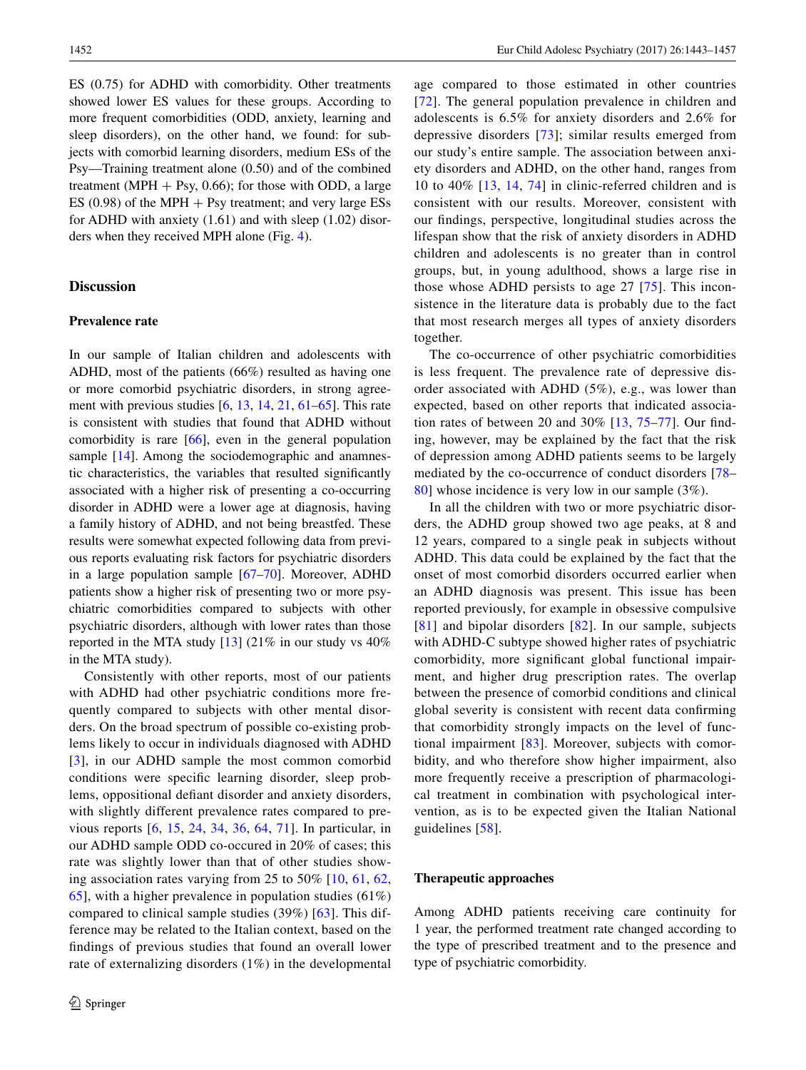ES (0.75) for ADHD with comorbidity. Other treatments showed lower ES values for these groups. According to more frequent comorbidities (ODD, anxiety, learning and sleep disorders), on the other hand, we found: for subjects with comorbid learning disorders, medium ESs of the Psy—Training treatment alone (0.50) and of the combined treatment (MPH + Psy, 0.66); for those with ODD, a large ES (0.98) of the MPH + Psy treatment; and very large ESs for ADHD with anxiety (1.61) and with sleep (1.02) disorders when they received MPH alone (Fig. 4).

## Discussion

### Prevalence rate

In our sample of Italian children and adolescents with ADHD, most of the patients (66%) resulted as having one or more comorbid psychiatric disorders, in strong agreement with previous studies [6, 13, 14, 21, 61–65]. This rate is consistent with studies that found that ADHD without comorbidity is rare [66], even in the general population sample [14]. Among the sociodemographic and anamnestic characteristics, the variables that resulted significantly associated with a higher risk of presenting a co-occurring disorder in ADHD were a lower age at diagnosis, having a family history of ADHD, and not being breastfed. These results were somewhat expected following data from previous reports evaluating risk factors for psychiatric disorders in a large population sample [67–70]. Moreover, ADHD patients show a higher risk of presenting two or more psychiatric comorbidities compared to subjects with other psychiatric disorders, although with lower rates than those reported in the MTA study [13] (21% in our study vs 40% in the MTA study).

Consistently with other reports, most of our patients with ADHD had other psychiatric conditions more frequently compared to subjects with other mental disorders. On the broad spectrum of possible co-existing problems likely to occur in individuals diagnosed with ADHD [3], in our ADHD sample the most common comorbid conditions were specific learning disorder, sleep problems, oppositional defiant disorder and anxiety disorders, with slightly different prevalence rates compared to previous reports [6, 15, 24, 34, 36, 64, 71]. In particular, in our ADHD sample ODD co-occured in 20% of cases; this rate was slightly lower than that of other studies showing association rates varying from 25 to 50% [10, 61, 62, 65], with a higher prevalence in population studies (61%) compared to clinical sample studies (39%) [63]. This difference may be related to the Italian context, based on the findings of previous studies that found an overall lower rate of externalizing disorders (1%) in the developmental age compared to those estimated in other countries [72]. The general population prevalence in children and adolescents is 6.5% for anxiety disorders and 2.6% for depressive disorders [73]; similar results emerged from our study's entire sample. The association between anxiety disorders and ADHD, on the other hand, ranges from 10 to 40% [13, 14, 74] in clinic-referred children and is consistent with our results. Moreover, consistent with our findings, perspective, longitudinal studies across the lifespan show that the risk of anxiety disorders in ADHD children and adolescents is no greater than in control groups, but, in young adulthood, shows a large rise in those whose ADHD persists to age 27 [75]. This inconsistence in the literature data is probably due to the fact that most research merges all types of anxiety disorders together.

The co-occurrence of other psychiatric comorbidities is less frequent. The prevalence rate of depressive disorder associated with ADHD (5%), e.g., was lower than expected, based on other reports that indicated association rates of between 20 and 30% [13, 75–77]. Our finding, however, may be explained by the fact that the risk of depression among ADHD patients seems to be largely mediated by the co-occurrence of conduct disorders [78–80] whose incidence is very low in our sample (3%).

In all the children with two or more psychiatric disorders, the ADHD group showed two age peaks, at 8 and 12 years, compared to a single peak in subjects without ADHD. This data could be explained by the fact that the onset of most comorbid disorders occurred earlier when an ADHD diagnosis was present. This issue has been reported previously, for example in obsessive compulsive [81] and bipolar disorders [82]. In our sample, subjects with ADHD-C subtype showed higher rates of psychiatric comorbidity, more significant global functional impairment, and higher drug prescription rates. The overlap between the presence of comorbid conditions and clinical global severity is consistent with recent data confirming that comorbidity strongly impacts on the level of functional impairment [83]. Moreover, subjects with comorbidity, and who therefore show higher impairment, also more frequently receive a prescription of pharmacological treatment in combination with psychological intervention, as is to be expected given the Italian National guidelines [58].

### Therapeutic approaches

Among ADHD patients receiving care continuity for 1 year, the performed treatment rate changed according to the type of prescribed treatment and to the presence and type of psychiatric comorbidity.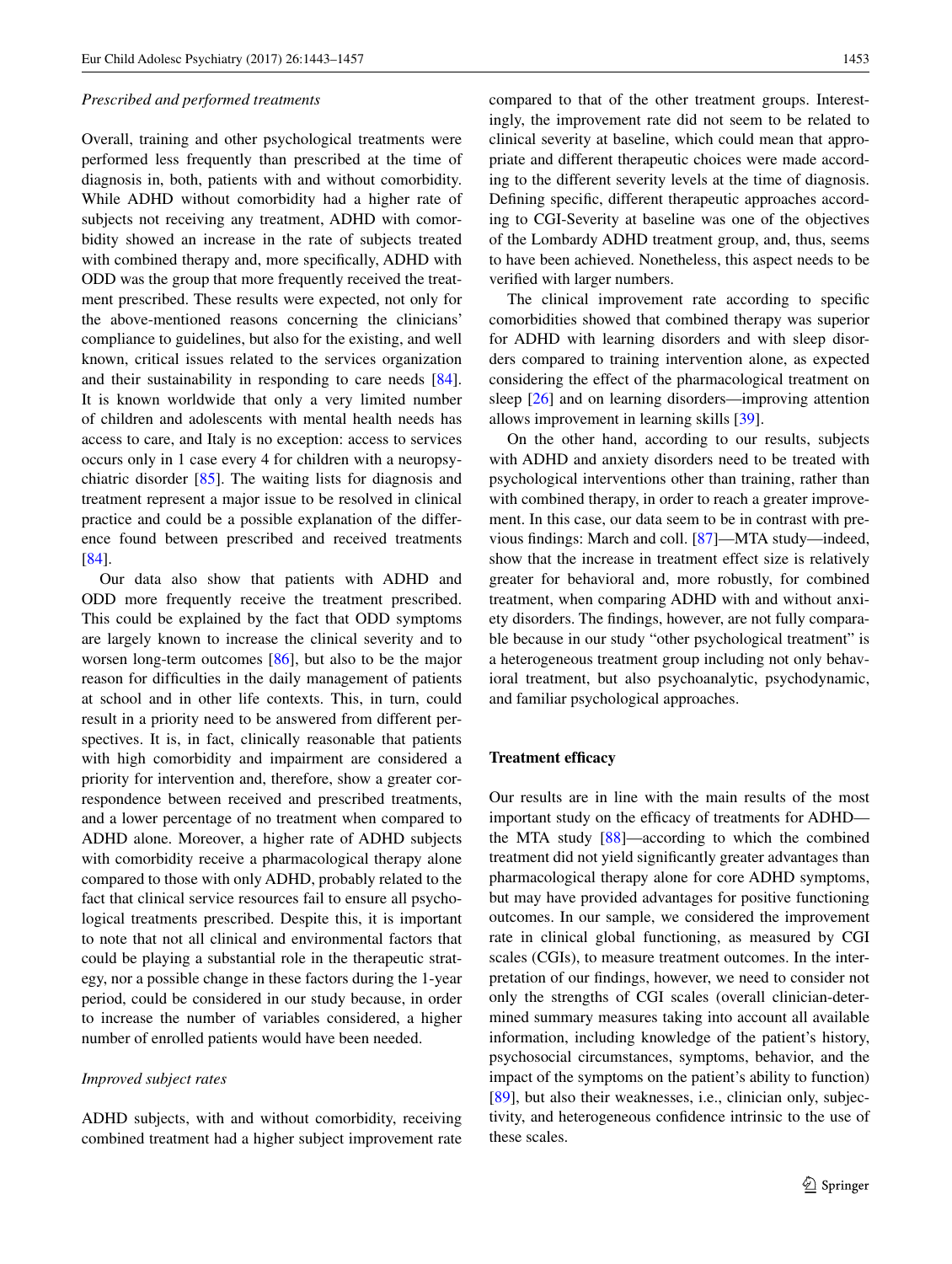*Prescribed and performed treatments*

Overall, training and other psychological treatments were performed less frequently than prescribed at the time of diagnosis in, both, patients with and without comorbidity. While ADHD without comorbidity had a higher rate of subjects not receiving any treatment, ADHD with comorbidity showed an increase in the rate of subjects treated with combined therapy and, more specifically, ADHD with ODD was the group that more frequently received the treatment prescribed. These results were expected, not only for the above-mentioned reasons concerning the clinicians' compliance to guidelines, but also for the existing, and well known, critical issues related to the services organization and their sustainability in responding to care needs [84]. It is known worldwide that only a very limited number of children and adolescents with mental health needs has access to care, and Italy is no exception: access to services occurs only in 1 case every 4 for children with a neuropsychiatric disorder [85]. The waiting lists for diagnosis and treatment represent a major issue to be resolved in clinical practice and could be a possible explanation of the difference found between prescribed and received treatments [84].

Our data also show that patients with ADHD and ODD more frequently receive the treatment prescribed. This could be explained by the fact that ODD symptoms are largely known to increase the clinical severity and to worsen long-term outcomes [86], but also to be the major reason for difficulties in the daily management of patients at school and in other life contexts. This, in turn, could result in a priority need to be answered from different perspectives. It is, in fact, clinically reasonable that patients with high comorbidity and impairment are considered a priority for intervention and, therefore, show a greater correspondence between received and prescribed treatments, and a lower percentage of no treatment when compared to ADHD alone. Moreover, a higher rate of ADHD subjects with comorbidity receive a pharmacological therapy alone compared to those with only ADHD, probably related to the fact that clinical service resources fail to ensure all psychological treatments prescribed. Despite this, it is important to note that not all clinical and environmental factors that could be playing a substantial role in the therapeutic strategy, nor a possible change in these factors during the 1-year period, could be considered in our study because, in order to increase the number of variables considered, a higher number of enrolled patients would have been needed.

*Improved subject rates*

ADHD subjects, with and without comorbidity, receiving combined treatment had a higher subject improvement rate compared to that of the other treatment groups. Interestingly, the improvement rate did not seem to be related to clinical severity at baseline, which could mean that appropriate and different therapeutic choices were made according to the different severity levels at the time of diagnosis. Defining specific, different therapeutic approaches according to CGI-Severity at baseline was one of the objectives of the Lombardy ADHD treatment group, and, thus, seems to have been achieved. Nonetheless, this aspect needs to be verified with larger numbers.

The clinical improvement rate according to specific comorbidities showed that combined therapy was superior for ADHD with learning disorders and with sleep disorders compared to training intervention alone, as expected considering the effect of the pharmacological treatment on sleep [26] and on learning disorders—improving attention allows improvement in learning skills [39].

On the other hand, according to our results, subjects with ADHD and anxiety disorders need to be treated with psychological interventions other than training, rather than with combined therapy, in order to reach a greater improvement. In this case, our data seem to be in contrast with previous findings: March and coll. [87]—MTA study—indeed, show that the increase in treatment effect size is relatively greater for behavioral and, more robustly, for combined treatment, when comparing ADHD with and without anxiety disorders. The findings, however, are not fully comparable because in our study "other psychological treatment" is a heterogeneous treatment group including not only behavioral treatment, but also psychoanalytic, psychodynamic, and familiar psychological approaches.

### Treatment efficacy

Our results are in line with the main results of the most important study on the efficacy of treatments for ADHD—the MTA study [88]—according to which the combined treatment did not yield significantly greater advantages than pharmacological therapy alone for core ADHD symptoms, but may have provided advantages for positive functioning outcomes. In our sample, we considered the improvement rate in clinical global functioning, as measured by CGI scales (CGIs), to measure treatment outcomes. In the interpretation of our findings, however, we need to consider not only the strengths of CGI scales (overall clinician-determined summary measures taking into account all available information, including knowledge of the patient's history, psychosocial circumstances, symptoms, behavior, and the impact of the symptoms on the patient's ability to function) [89], but also their weaknesses, i.e., clinician only, subjectivity, and heterogeneous confidence intrinsic to the use of these scales.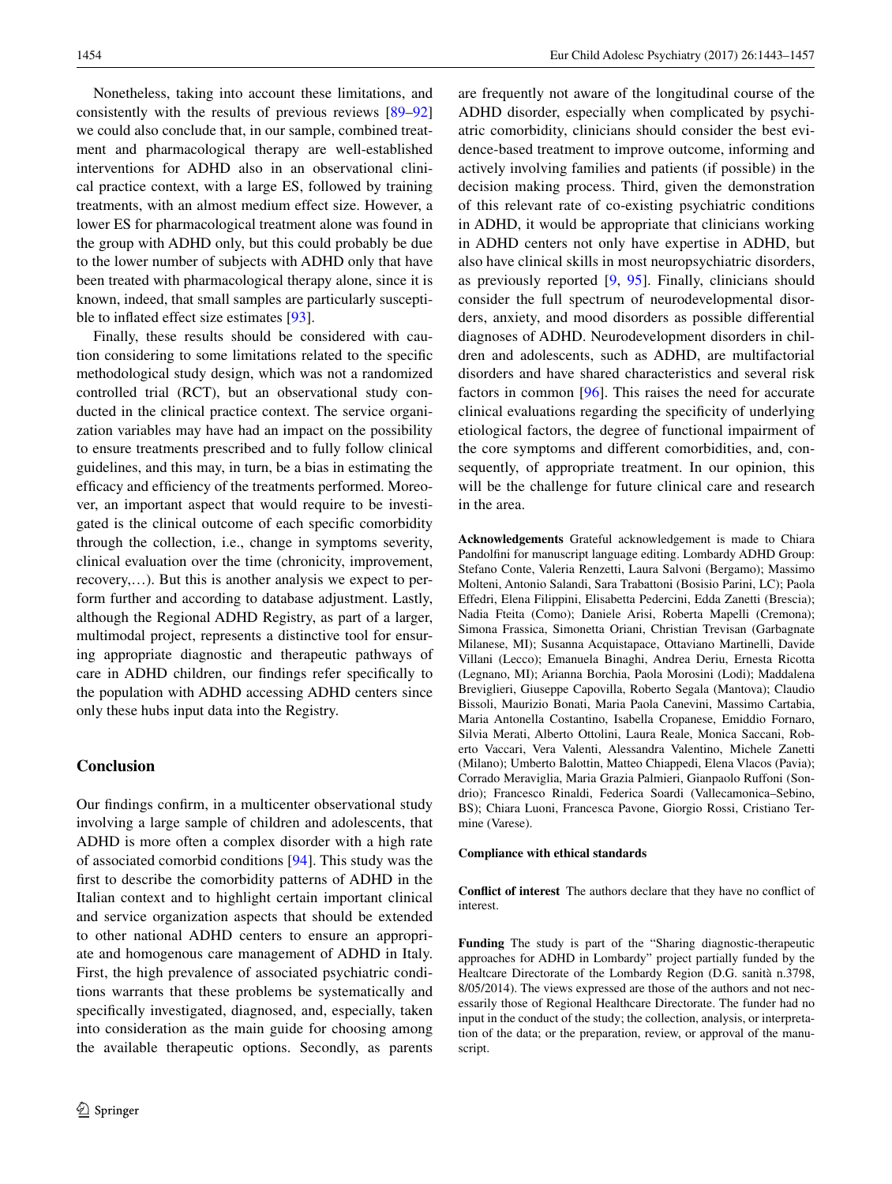Nonetheless, taking into account these limitations, and consistently with the results of previous reviews [89–92] we could also conclude that, in our sample, combined treatment and pharmacological therapy are well-established interventions for ADHD also in an observational clinical practice context, with a large ES, followed by training treatments, with an almost medium effect size. However, a lower ES for pharmacological treatment alone was found in the group with ADHD only, but this could probably be due to the lower number of subjects with ADHD only that have been treated with pharmacological therapy alone, since it is known, indeed, that small samples are particularly susceptible to inflated effect size estimates [93].

Finally, these results should be considered with caution considering to some limitations related to the specific methodological study design, which was not a randomized controlled trial (RCT), but an observational study conducted in the clinical practice context. The service organization variables may have had an impact on the possibility to ensure treatments prescribed and to fully follow clinical guidelines, and this may, in turn, be a bias in estimating the efficacy and efficiency of the treatments performed. Moreover, an important aspect that would require to be investigated is the clinical outcome of each specific comorbidity through the collection, i.e., change in symptoms severity, clinical evaluation over the time (chronicity, improvement, recovery,…). But this is another analysis we expect to perform further and according to database adjustment. Lastly, although the Regional ADHD Registry, as part of a larger, multimodal project, represents a distinctive tool for ensuring appropriate diagnostic and therapeutic pathways of care in ADHD children, our findings refer specifically to the population with ADHD accessing ADHD centers since only these hubs input data into the Registry.

## Conclusion

Our findings confirm, in a multicenter observational study involving a large sample of children and adolescents, that ADHD is more often a complex disorder with a high rate of associated comorbid conditions [94]. This study was the first to describe the comorbidity patterns of ADHD in the Italian context and to highlight certain important clinical and service organization aspects that should be extended to other national ADHD centers to ensure an appropriate and homogenous care management of ADHD in Italy. First, the high prevalence of associated psychiatric conditions warrants that these problems be systematically and specifically investigated, diagnosed, and, especially, taken into consideration as the main guide for choosing among the available therapeutic options. Secondly, as parents are frequently not aware of the longitudinal course of the ADHD disorder, especially when complicated by psychiatric comorbidity, clinicians should consider the best evidence-based treatment to improve outcome, informing and actively involving families and patients (if possible) in the decision making process. Third, given the demonstration of this relevant rate of co-existing psychiatric conditions in ADHD, it would be appropriate that clinicians working in ADHD centers not only have expertise in ADHD, but also have clinical skills in most neuropsychiatric disorders, as previously reported [9, 95]. Finally, clinicians should consider the full spectrum of neurodevelopmental disorders, anxiety, and mood disorders as possible differential diagnoses of ADHD. Neurodevelopment disorders in children and adolescents, such as ADHD, are multifactorial disorders and have shared characteristics and several risk factors in common [96]. This raises the need for accurate clinical evaluations regarding the specificity of underlying etiological factors, the degree of functional impairment of the core symptoms and different comorbidities, and, consequently, of appropriate treatment. In our opinion, this will be the challenge for future clinical care and research in the area.

**Acknowledgements** Grateful acknowledgement is made to Chiara Pandolfini for manuscript language editing. Lombardy ADHD Group: Stefano Conte, Valeria Renzetti, Laura Salvoni (Bergamo); Massimo Molteni, Antonio Salandi, Sara Trabattoni (Bosisio Parini, LC); Paola Effedri, Elena Filippini, Elisabetta Pedercini, Edda Zanetti (Brescia); Nadia Fteita (Como); Daniele Arisi, Roberta Mapelli (Cremona); Simona Frassica, Simonetta Oriani, Christian Trevisan (Garbagnate Milanese, MI); Susanna Acquistapace, Ottaviano Martinelli, Davide Villani (Lecco); Emanuela Binaghi, Andrea Deriu, Ernesta Ricotta (Legnano, MI); Arianna Borchia, Paola Morosini (Lodi); Maddalena Breviglieri, Giuseppe Capovilla, Roberto Segala (Mantova); Claudio Bissoli, Maurizio Bonati, Maria Paola Canevini, Massimo Cartabia, Maria Antonella Costantino, Isabella Cropanese, Emiddio Fornaro, Silvia Merati, Alberto Ottolini, Laura Reale, Monica Saccani, Roberto Vaccari, Vera Valenti, Alessandra Valentino, Michele Zanetti (Milano); Umberto Balottin, Matteo Chiappedi, Elena Vlacos (Pavia); Corrado Meraviglia, Maria Grazia Palmieri, Gianpaolo Ruffoni (Sondrio); Francesco Rinaldi, Federica Soardi (Vallecamonica–Sebino, BS); Chiara Luoni, Francesca Pavone, Giorgio Rossi, Cristiano Termine (Varese).

**Compliance with ethical standards**

**Conflict of interest** The authors declare that they have no conflict of interest.

**Funding** The study is part of the "Sharing diagnostic-therapeutic approaches for ADHD in Lombardy" project partially funded by the Healthcare Directorate of the Lombardy Region (D.G. sanità n.3798, 8/05/2014). The views expressed are those of the authors and not necessarily those of Regional Healthcare Directorate. The funder had no input in the conduct of the study; the collection, analysis, or interpretation of the data; or the preparation, review, or approval of the manuscript.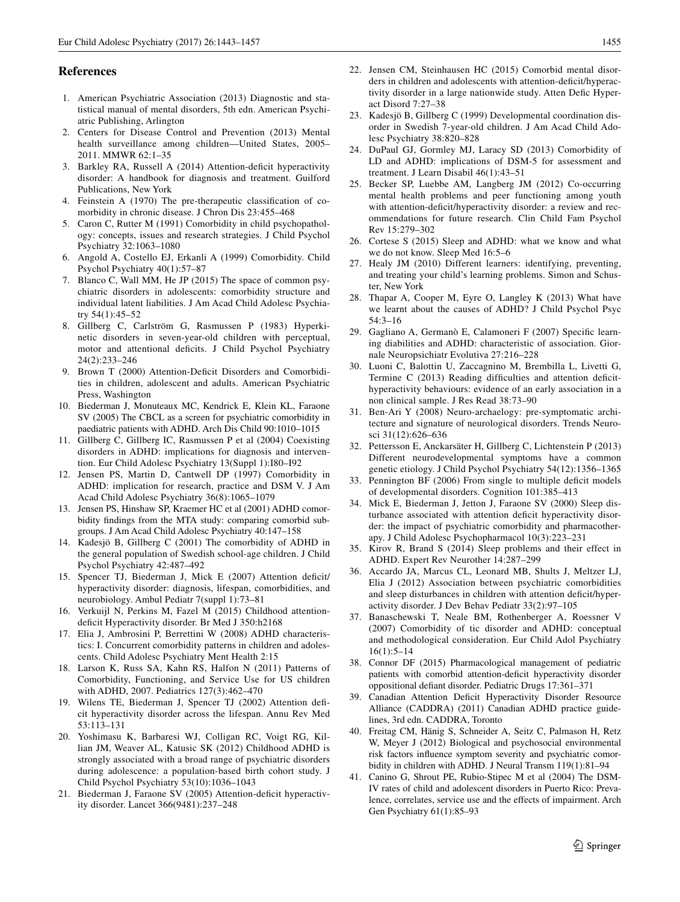## References

1. American Psychiatric Association (2013) Diagnostic and statistical manual of mental disorders, 5th edn. American Psychiatric Publishing, Arlington
2. Centers for Disease Control and Prevention (2013) Mental health surveillance among children—United States, 2005–2011. MMWR 62:1–35
3. Barkley RA, Russell A (2014) Attention-deficit hyperactivity disorder: A handbook for diagnosis and treatment. Guilford Publications, New York
4. Feinstein A (1970) The pre-therapeutic classification of comorbidity in chronic disease. J Chron Dis 23:455–468
5. Caron C, Rutter M (1991) Comorbidity in child psychopathology: concepts, issues and research strategies. J Child Psychol Psychiatry 32:1063–1080
6. Angold A, Costello EJ, Erkanli A (1999) Comorbidity. Child Psychol Psychiatry 40(1):57–87
7. Blanco C, Wall MM, He JP (2015) The space of common psychiatric disorders in adolescents: comorbidity structure and individual latent liabilities. J Am Acad Child Adolesc Psychiatry 54(1):45–52
8. Gillberg C, Carlström G, Rasmussen P (1983) Hyperkinetic disorders in seven-year-old children with perceptual, motor and attentional deficits. J Child Psychol Psychiatry 24(2):233–246
9. Brown T (2000) Attention-Deficit Disorders and Comorbidities in children, adolescent and adults. American Psychiatric Press, Washington
10. Biederman J, Monuteaux MC, Kendrick E, Klein KL, Faraone SV (2005) The CBCL as a screen for psychiatric comorbidity in paediatric patients with ADHD. Arch Dis Child 90:1010–1015
11. Gillberg C, Gillberg IC, Rasmussen P et al (2004) Coexisting disorders in ADHD: implications for diagnosis and intervention. Eur Child Adolesc Psychiatry 13(Suppl 1):I80–I92
12. Jensen PS, Martin D, Cantwell DP (1997) Comorbidity in ADHD: implication for research, practice and DSM V. J Am Acad Child Adolesc Psychiatry 36(8):1065–1079
13. Jensen PS, Hinshaw SP, Kraemer HC et al (2001) ADHD comorbidity findings from the MTA study: comparing comorbid subgroups. J Am Acad Child Adolesc Psychiatry 40:147–158
14. Kadesjö B, Gillberg C (2001) The comorbidity of ADHD in the general population of Swedish school-age children. J Child Psychol Psychiatry 42:487–492
15. Spencer TJ, Biederman J, Mick E (2007) Attention deficit/hyperactivity disorder: diagnosis, lifespan, comorbidities, and neurobiology. Ambul Pediatr 7(suppl 1):73–81
16. Verkuijl N, Perkins M, Fazel M (2015) Childhood attention-deficit Hyperactivity disorder. Br Med J 350:h2168
17. Elia J, Ambrosini P, Berrettini W (2008) ADHD characteristics: I. Concurrent comorbidity patterns in children and adolescents. Child Adolesc Psychiatry Ment Health 2:15
18. Larson K, Russ SA, Kahn RS, Halfon N (2011) Patterns of Comorbidity, Functioning, and Service Use for US children with ADHD, 2007. Pediatrics 127(3):462–470
19. Wilens TE, Biederman J, Spencer TJ (2002) Attention deficit hyperactivity disorder across the lifespan. Annu Rev Med 53:113–131
20. Yoshimasu K, Barbaresi WJ, Colligan RC, Voigt RG, Killian JM, Weaver AL, Katusic SK (2012) Childhood ADHD is strongly associated with a broad range of psychiatric disorders during adolescence: a population-based birth cohort study. J Child Psychol Psychiatry 53(10):1036–1043
21. Biederman J, Faraone SV (2005) Attention-deficit hyperactivity disorder. Lancet 366(9481):237–248
22. Jensen CM, Steinhausen HC (2015) Comorbid mental disorders in children and adolescents with attention-deficit/hyperactivity disorder in a large nationwide study. Atten Defic Hyperact Disord 7:27–38
23. Kadesjö B, Gillberg C (1999) Developmental coordination disorder in Swedish 7-year-old children. J Am Acad Child Adolesc Psychiatry 38:820–828
24. DuPaul GJ, Gormley MJ, Laracy SD (2013) Comorbidity of LD and ADHD: implications of DSM-5 for assessment and treatment. J Learn Disabil 46(1):43–51
25. Becker SP, Luebbe AM, Langberg JM (2012) Co-occurring mental health problems and peer functioning among youth with attention-deficit/hyperactivity disorder: a review and recommendations for future research. Clin Child Fam Psychol Rev 15:279–302
26. Cortese S (2015) Sleep and ADHD: what we know and what we do not know. Sleep Med 16:5–6
27. Healy JM (2010) Different learners: identifying, preventing, and treating your child's learning problems. Simon and Schuster, New York
28. Thapar A, Cooper M, Eyre O, Langley K (2013) What have we learnt about the causes of ADHD? J Child Psychol Psyc 54:3–16
29. Gagliano A, Germanò E, Calamoneri F (2007) Specific learning diabilities and ADHD: characteristic of association. Giornale Neuropsichiatr Evolutiva 27:216–228
30. Luoni C, Balottin U, Zaccagnino M, Brembilla L, Livetti G, Termine C (2013) Reading difficulties and attention deficit-hyperactivity behaviours: evidence of an early association in a non clinical sample. J Res Read 38:73–90
31. Ben-Ari Y (2008) Neuro-archaelogy: pre-symptomatic architecture and signature of neurological disorders. Trends Neurosci 31(12):626–636
32. Pettersson E, Anckarsäter H, Gillberg C, Lichtenstein P (2013) Different neurodevelopmental symptoms have a common genetic etiology. J Child Psychol Psychiatry 54(12):1356–1365
33. Pennington BF (2006) From single to multiple deficit models of developmental disorders. Cognition 101:385–413
34. Mick E, Biederman J, Jetton J, Faraone SV (2000) Sleep disturbance associated with attention deficit hyperactivity disorder: the impact of psychiatric comorbidity and pharmacotherapy. J Child Adolesc Psychopharmacol 10(3):223–231
35. Kirov R, Brand S (2014) Sleep problems and their effect in ADHD. Expert Rev Neurother 14:287–299
36. Accardo JA, Marcus CL, Leonard MB, Shults J, Meltzer LJ, Elia J (2012) Association between psychiatric comorbidities and sleep disturbances in children with attention deficit/hyperactivity disorder. J Dev Behav Pediatr 33(2):97–105
37. Banaschewski T, Neale BM, Rothenberger A, Roessner V (2007) Comorbidity of tic disorder and ADHD: conceptual and methodological consideration. Eur Child Adol Psychiatry 16(1):5–14
38. Connor DF (2015) Pharmacological management of pediatric patients with comorbid attention-deficit hyperactivity disorder oppositional defiant disorder. Pediatric Drugs 17:361–371
39. Canadian Attention Deficit Hyperactivity Disorder Resource Alliance (CADDRA) (2011) Canadian ADHD practice guidelines, 3rd edn. CADDRA, Toronto
40. Freitag CM, Hänig S, Schneider A, Seitz C, Palmason H, Retz W, Meyer J (2012) Biological and psychosocial environmental risk factors influence symptom severity and psychiatric comorbidity in children with ADHD. J Neural Transm 119(1):81–94
41. Canino G, Shrout PE, Rubio-Stipec M et al (2004) The DSM-IV rates of child and adolescent disorders in Puerto Rico: Prevalence, correlates, service use and the effects of impairment. Arch Gen Psychiatry 61(1):85–93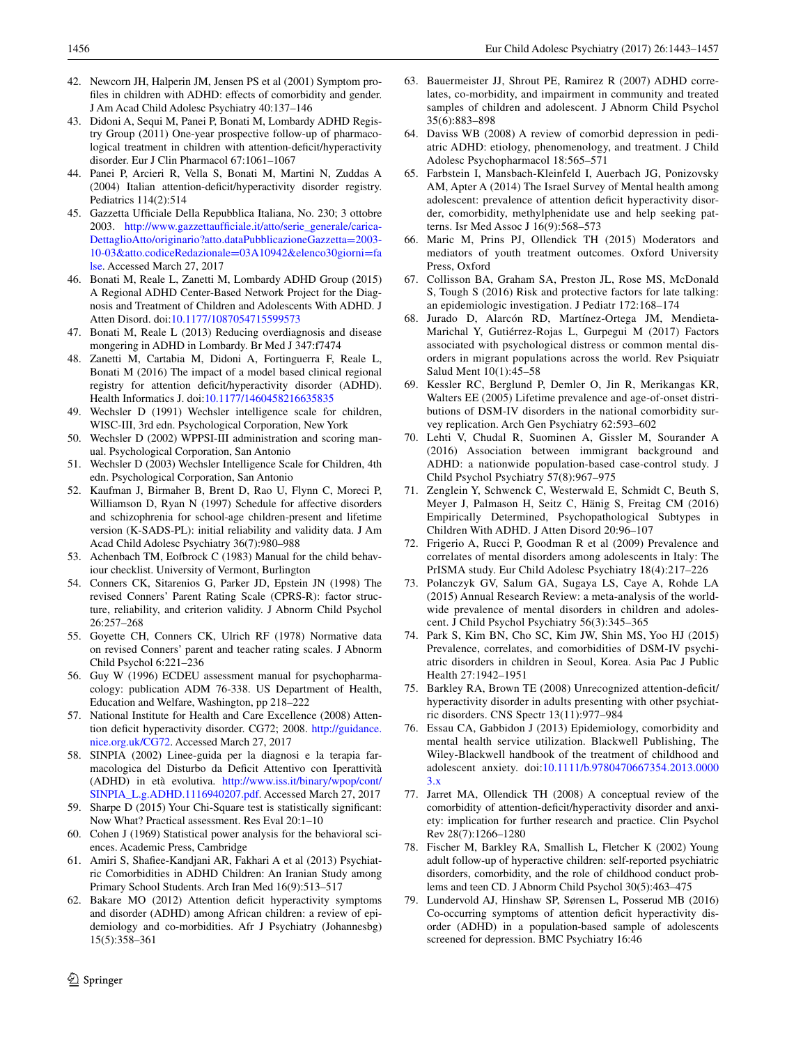42. Newcorn JH, Halperin JM, Jensen PS et al (2001) Symptom profiles in children with ADHD: effects of comorbidity and gender. J Am Acad Child Adolesc Psychiatry 40:137–146
43. Didoni A, Sequi M, Panei P, Bonati M, Lombardy ADHD Registry Group (2011) One-year prospective follow-up of pharmacological treatment in children with attention-deficit/hyperactivity disorder. Eur J Clin Pharmacol 67:1061–1067
44. Panei P, Arcieri R, Vella S, Bonati M, Martini N, Zuddas A (2004) Italian attention-deficit/hyperactivity disorder registry. Pediatrics 114(2):514
45. Gazzetta Ufficiale Della Repubblica Italiana, No. 230; 3 ottobre 2003. http://www.gazzettaufficiale.it/atto/serie_generale/caricaDettaglioAtto/originario?atto.dataPubblicazioneGazzetta=2003-10-03&atto.codiceRedazionale=03A10942&elenco30giorni=false. Accessed March 27, 2017
46. Bonati M, Reale L, Zanetti M, Lombardy ADHD Group (2015) A Regional ADHD Center-Based Network Project for the Diagnosis and Treatment of Children and Adolescents With ADHD. J Atten Disord. doi:10.1177/1087054715599573
47. Bonati M, Reale L (2013) Reducing overdiagnosis and disease mongering in ADHD in Lombardy. Br Med J 347:f7474
48. Zanetti M, Cartabia M, Didoni A, Fortinguerra F, Reale L, Bonati M (2016) The impact of a model based clinical regional registry for attention deficit/hyperactivity disorder (ADHD). Health Informatics J. doi:10.1177/1460458216635835
49. Wechsler D (1991) Wechsler intelligence scale for children, WISC-III, 3rd edn. Psychological Corporation, New York
50. Wechsler D (2002) WPPSI-III administration and scoring manual. Psychological Corporation, San Antonio
51. Wechsler D (2003) Wechsler Intelligence Scale for Children, 4th edn. Psychological Corporation, San Antonio
52. Kaufman J, Birmaher B, Brent D, Rao U, Flynn C, Moreci P, Williamson D, Ryan N (1997) Schedule for affective disorders and schizophrenia for school-age children-present and lifetime version (K-SADS-PL): initial reliability and validity data. J Am Acad Child Adolesc Psychiatry 36(7):980–988
53. Achenbach TM, Eofbrock C (1983) Manual for the child behaviour checklist. University of Vermont, Burlington
54. Conners CK, Sitarenios G, Parker JD, Epstein JN (1998) The revised Conners' Parent Rating Scale (CPRS-R): factor structure, reliability, and criterion validity. J Abnorm Child Psychol 26:257–268
55. Goyette CH, Conners CK, Ulrich RF (1978) Normative data on revised Conners' parent and teacher rating scales. J Abnorm Child Psychol 6:221–236
56. Guy W (1996) ECDEU assessment manual for psychopharmacology: publication ADM 76-338. US Department of Health, Education and Welfare, Washington, pp 218–222
57. National Institute for Health and Care Excellence (2008) Attention deficit hyperactivity disorder. CG72; 2008. http://guidance.nice.org.uk/CG72. Accessed March 27, 2017
58. SINPIA (2002) Linee-guida per la diagnosi e la terapia farmacologica del Disturbo da Deficit Attentivo con Iperattività (ADHD) in età evolutiva. http://www.iss.it/binary/wpop/cont/SINPIA_L.g.ADHD.1116940207.pdf. Accessed March 27, 2017
59. Sharpe D (2015) Your Chi-Square test is statistically significant: Now What? Practical assessment. Res Eval 20:1–10
60. Cohen J (1969) Statistical power analysis for the behavioral sciences. Academic Press, Cambridge
61. Amiri S, Shafiee-Kandjani AR, Fakhari A et al (2013) Psychiatric Comorbidities in ADHD Children: An Iranian Study among Primary School Students. Arch Iran Med 16(9):513–517
62. Bakare MO (2012) Attention deficit hyperactivity symptoms and disorder (ADHD) among African children: a review of epidemiology and co-morbidities. Afr J Psychiatry (Johannesbg) 15(5):358–361
63. Bauermeister JJ, Shrout PE, Ramirez R (2007) ADHD correlates, co-morbidity, and impairment in community and treated samples of children and adolescent. J Abnorm Child Psychol 35(6):883–898
64. Daviss WB (2008) A review of comorbid depression in pediatric ADHD: etiology, phenomenology, and treatment. J Child Adolesc Psychopharmacol 18:565–571
65. Farbstein I, Mansbach-Kleinfeld I, Auerbach JG, Ponizovsky AM, Apter A (2014) The Israel Survey of Mental health among adolescent: prevalence of attention deficit hyperactivity disorder, comorbidity, methylphenidate use and help seeking patterns. Isr Med Assoc J 16(9):568–573
66. Maric M, Prins PJ, Ollendick TH (2015) Moderators and mediators of youth treatment outcomes. Oxford University Press, Oxford
67. Collisson BA, Graham SA, Preston JL, Rose MS, McDonald S, Tough S (2016) Risk and protective factors for late talking: an epidemiologic investigation. J Pediatr 172:168–174
68. Jurado D, Alarcón RD, Martínez-Ortega JM, Mendieta-Marichal Y, Gutiérrez-Rojas L, Gurpegui M (2017) Factors associated with psychological distress or common mental disorders in migrant populations across the world. Rev Psiquiatr Salud Ment 10(1):45–58
69. Kessler RC, Berglund P, Demler O, Jin R, Merikangas KR, Walters EE (2005) Lifetime prevalence and age-of-onset distributions of DSM-IV disorders in the national comorbidity survey replication. Arch Gen Psychiatry 62:593–602
70. Lehti V, Chudal R, Suominen A, Gissler M, Sourander A (2016) Association between immigrant background and ADHD: a nationwide population-based case-control study. J Child Psychol Psychiatry 57(8):967–975
71. Zenglein Y, Schwenck C, Westerwald E, Schmidt C, Beuth S, Meyer J, Palmason H, Seitz C, Hänig S, Freitag CM (2016) Empirically Determined, Psychopathological Subtypes in Children With ADHD. J Atten Disord 20:96–107
72. Frigerio A, Rucci P, Goodman R et al (2009) Prevalence and correlates of mental disorders among adolescents in Italy: The PrISMA study. Eur Child Adolesc Psychiatry 18(4):217–226
73. Polanczyk GV, Salum GA, Sugaya LS, Caye A, Rohde LA (2015) Annual Research Review: a meta-analysis of the worldwide prevalence of mental disorders in children and adolescent. J Child Psychol Psychiatry 56(3):345–365
74. Park S, Kim BN, Cho SC, Kim JW, Shin MS, Yoo HJ (2015) Prevalence, correlates, and comorbidities of DSM-IV psychiatric disorders in children in Seoul, Korea. Asia Pac J Public Health 27:1942–1951
75. Barkley RA, Brown TE (2008) Unrecognized attention-deficit/hyperactivity disorder in adults presenting with other psychiatric disorders. CNS Spectr 13(11):977–984
76. Essau CA, Gabbidon J (2013) Epidemiology, comorbidity and mental health service utilization. Blackwell Publishing, The Wiley-Blackwell handbook of the treatment of childhood and adolescent anxiety. doi:10.1111/b.9780470667354.2013.00003.x
77. Jarret MA, Ollendick TH (2008) A conceptual review of the comorbidity of attention-deficit/hyperactivity disorder and anxiety: implication for further research and practice. Clin Psychol Rev 28(7):1266–1280
78. Fischer M, Barkley RA, Smallish L, Fletcher K (2002) Young adult follow-up of hyperactive children: self-reported psychiatric disorders, comorbidity, and the role of childhood conduct problems and teen CD. J Abnorm Child Psychol 30(5):463–475
79. Lundervold AJ, Hinshaw SP, Sørensen L, Posserud MB (2016) Co-occurring symptoms of attention deficit hyperactivity disorder (ADHD) in a population-based sample of adolescents screened for depression. BMC Psychiatry 16:46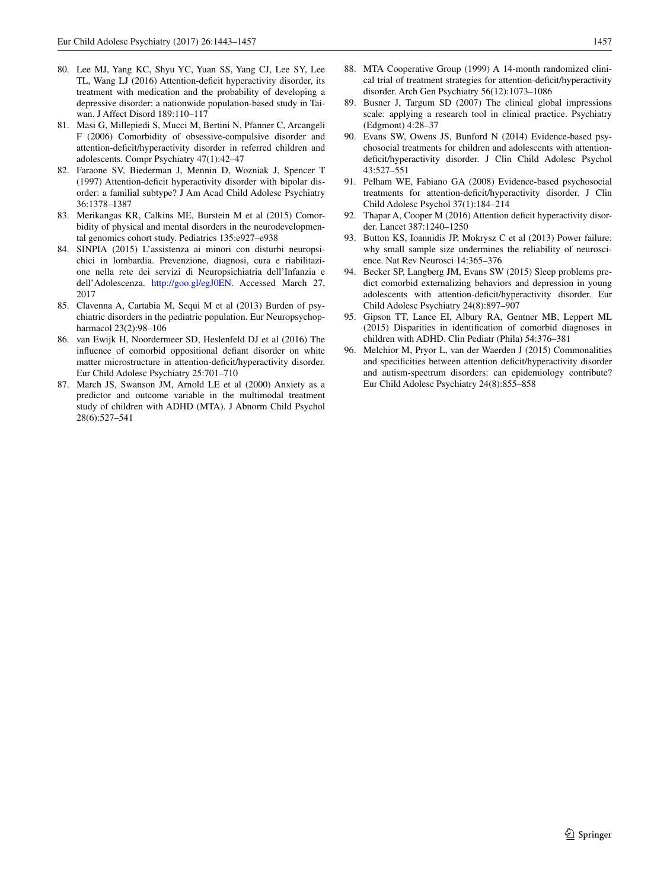80. Lee MJ, Yang KC, Shyu YC, Yuan SS, Yang CJ, Lee SY, Lee TL, Wang LJ (2016) Attention-deficit hyperactivity disorder, its treatment with medication and the probability of developing a depressive disorder: a nationwide population-based study in Taiwan. J Affect Disord 189:110–117
81. Masi G, Millepiedi S, Mucci M, Bertini N, Pfanner C, Arcangeli F (2006) Comorbidity of obsessive-compulsive disorder and attention-deficit/hyperactivity disorder in referred children and adolescents. Compr Psychiatry 47(1):42–47
82. Faraone SV, Biederman J, Mennin D, Wozniak J, Spencer T (1997) Attention-deficit hyperactivity disorder with bipolar disorder: a familial subtype? J Am Acad Child Adolesc Psychiatry 36:1378–1387
83. Merikangas KR, Calkins ME, Burstein M et al (2015) Comorbidity of physical and mental disorders in the neurodevelopmental genomics cohort study. Pediatrics 135:e927–e938
84. SINPIA (2015) L'assistenza ai minori con disturbi neuropsichici in lombardia. Prevenzione, diagnosi, cura e riabilitazione nella rete dei servizi di Neuropsichiatria dell'Infanzia e dell'Adolescenza. http://goo.gl/egJ0EN. Accessed March 27, 2017
85. Clavenna A, Cartabia M, Sequi M et al (2013) Burden of psychiatric disorders in the pediatric population. Eur Neuropsychopharmacol 23(2):98–106
86. van Ewijk H, Noordermeer SD, Heslenfeld DJ et al (2016) The influence of comorbid oppositional defiant disorder on white matter microstructure in attention-deficit/hyperactivity disorder. Eur Child Adolesc Psychiatry 25:701–710
87. March JS, Swanson JM, Arnold LE et al (2000) Anxiety as a predictor and outcome variable in the multimodal treatment study of children with ADHD (MTA). J Abnorm Child Psychol 28(6):527–541
88. MTA Cooperative Group (1999) A 14-month randomized clinical trial of treatment strategies for attention-deficit/hyperactivity disorder. Arch Gen Psychiatry 56(12):1073–1086
89. Busner J, Targum SD (2007) The clinical global impressions scale: applying a research tool in clinical practice. Psychiatry (Edgmont) 4:28–37
90. Evans SW, Owens JS, Bunford N (2014) Evidence-based psychosocial treatments for children and adolescents with attention-deficit/hyperactivity disorder. J Clin Child Adolesc Psychol 43:527–551
91. Pelham WE, Fabiano GA (2008) Evidence-based psychosocial treatments for attention-deficit/hyperactivity disorder. J Clin Child Adolesc Psychol 37(1):184–214
92. Thapar A, Cooper M (2016) Attention deficit hyperactivity disorder. Lancet 387:1240–1250
93. Button KS, Ioannidis JP, Mokrysz C et al (2013) Power failure: why small sample size undermines the reliability of neuroscience. Nat Rev Neurosci 14:365–376
94. Becker SP, Langberg JM, Evans SW (2015) Sleep problems predict comorbid externalizing behaviors and depression in young adolescents with attention-deficit/hyperactivity disorder. Eur Child Adolesc Psychiatry 24(8):897–907
95. Gipson TT, Lance EI, Albury RA, Gentner MB, Leppert ML (2015) Disparities in identification of comorbid diagnoses in children with ADHD. Clin Pediatr (Phila) 54:376–381
96. Melchior M, Pryor L, van der Waerden J (2015) Commonalities and specificities between attention deficit/hyperactivity disorder and autism-spectrum disorders: can epidemiology contribute? Eur Child Adolesc Psychiatry 24(8):855–858